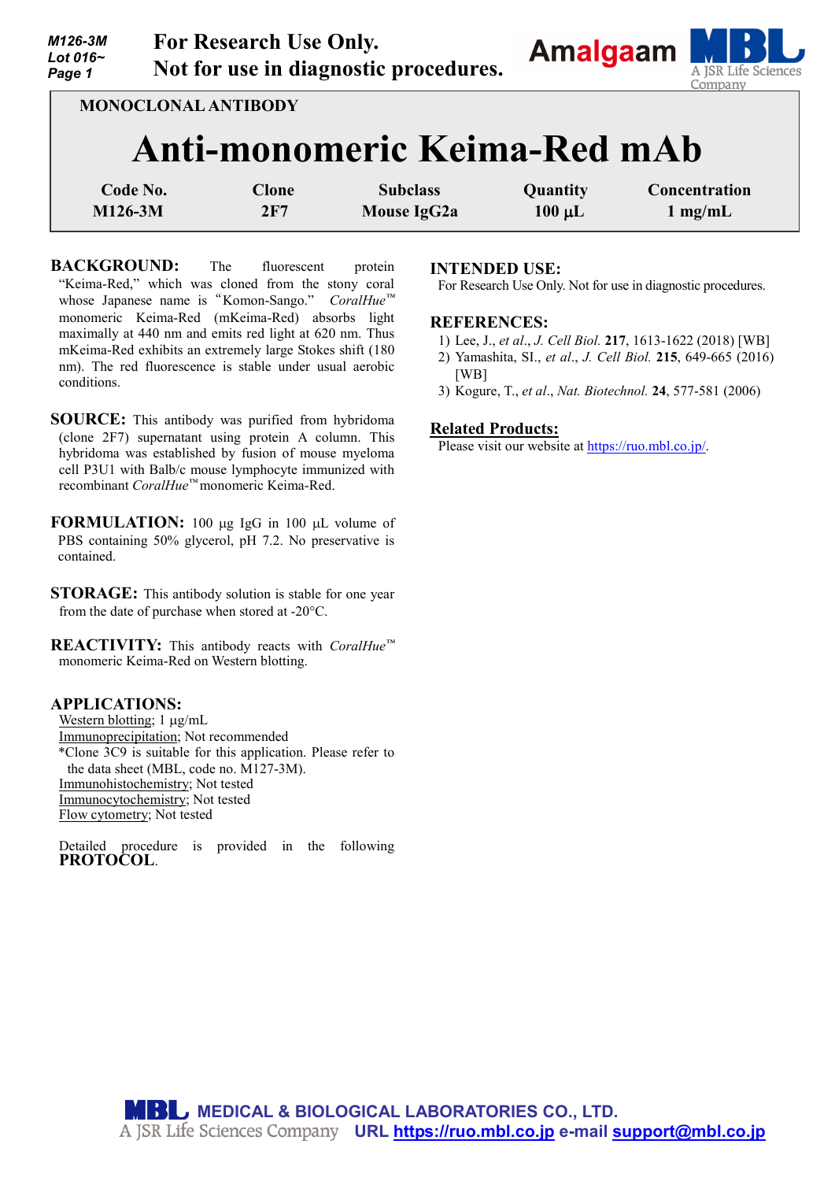**For Research Use Only.**
**Not for use in diagnostic procedures.**

MONOCLONAL ANTIBODY

# Anti-monomeric Keima-Red mAb

| Code No. | Clone | Subclass | Quantity | Concentration |
|---|---|---|---|---|
| M126-3M | 2F7 | Mouse IgG2a | 100 µL | 1 mg/mL |

**BACKGROUND:** The fluorescent protein "Keima-Red," which was cloned from the stony coral whose Japanese name is "Komon-Sango." *CoralHue*™ monomeric Keima-Red (mKeima-Red) absorbs light maximally at 440 nm and emits red light at 620 nm. Thus mKeima-Red exhibits an extremely large Stokes shift (180 nm). The red fluorescence is stable under usual aerobic conditions.

**SOURCE:** This antibody was purified from hybridoma (clone 2F7) supernatant using protein A column. This hybridoma was established by fusion of mouse myeloma cell P3U1 with Balb/c mouse lymphocyte immunized with recombinant *CoralHue*™ monomeric Keima-Red.

**FORMULATION:** 100 µg IgG in 100 µL volume of PBS containing 50% glycerol, pH 7.2. No preservative is contained.

**STORAGE:** This antibody solution is stable for one year from the date of purchase when stored at -20°C.

**REACTIVITY:** This antibody reacts with *CoralHue*™ monomeric Keima-Red on Western blotting.

**APPLICATIONS:**
Western blotting; 1 µg/mL
Immunoprecipitation; Not recommended
*Clone 3C9 is suitable for this application. Please refer to the data sheet (MBL, code no. M127-3M).
Immunohistochemistry; Not tested
Immunocytochemistry; Not tested
Flow cytometry; Not tested

Detailed procedure is provided in the following **PROTOCOL**.

**INTENDED USE:**
For Research Use Only. Not for use in diagnostic procedures.

**REFERENCES:**
1) Lee, J., *et al*., *J. Cell Biol.* **217**, 1613-1622 (2018) [WB]
2) Yamashita, SI., *et al*., *J. Cell Biol.* **215**, 649-665 (2016) [WB]
3) Kogure, T., *et al*., *Nat. Biotechnol.* **24**, 577-581 (2006)

**Related Products:**
Please visit our website at https://ruo.mbl.co.jp/.

MEDICAL & BIOLOGICAL LABORATORIES CO., LTD.
A JSR Life Sciences Company URL https://ruo.mbl.co.jp e-mail support@mbl.co.jp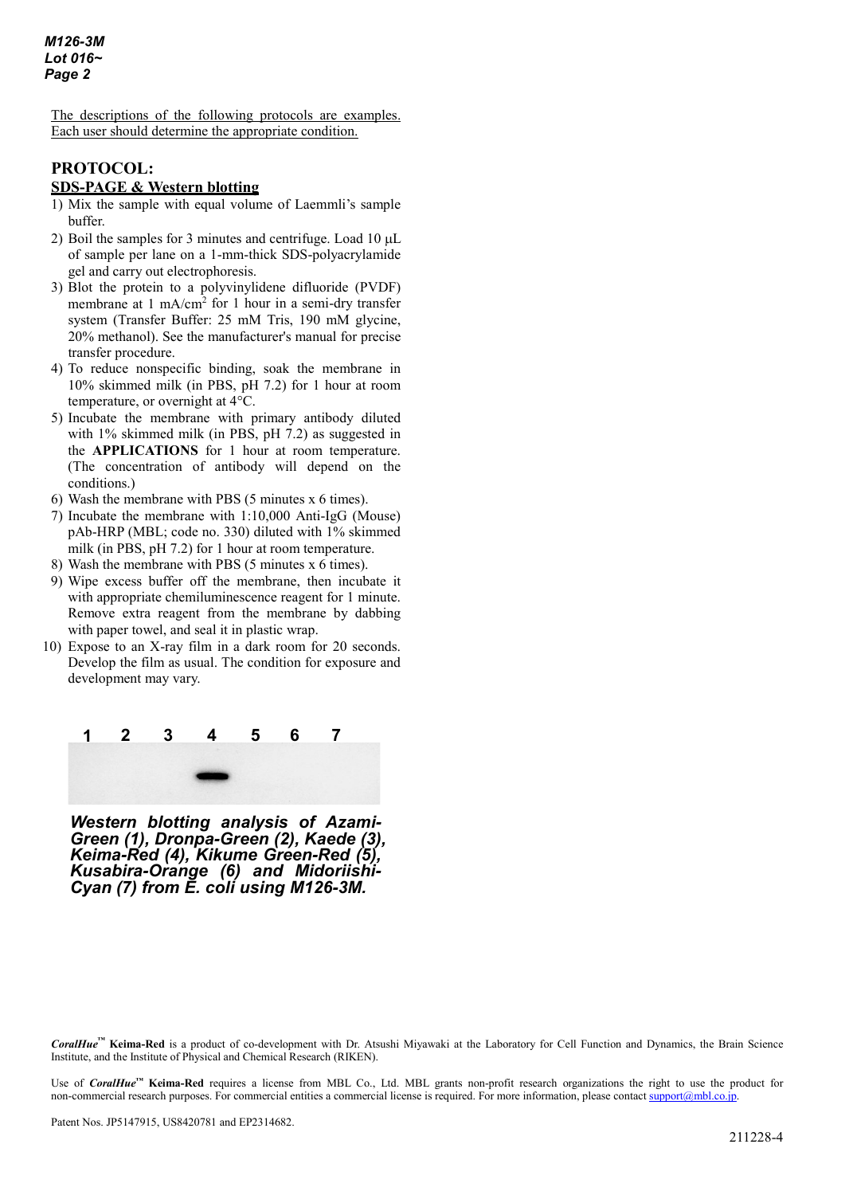The descriptions of the following protocols are examples. Each user should determine the appropriate condition.

## PROTOCOL:

### SDS-PAGE & Western blotting

1) Mix the sample with equal volume of Laemmli's sample buffer.
2) Boil the samples for 3 minutes and centrifuge. Load 10 μL of sample per lane on a 1-mm-thick SDS-polyacrylamide gel and carry out electrophoresis.
3) Blot the protein to a polyvinylidene difluoride (PVDF) membrane at 1 mA/cm$^2$ for 1 hour in a semi-dry transfer system (Transfer Buffer: 25 mM Tris, 190 mM glycine, 20% methanol). See the manufacturer's manual for precise transfer procedure.
4) To reduce nonspecific binding, soak the membrane in 10% skimmed milk (in PBS, pH 7.2) for 1 hour at room temperature, or overnight at 4°C.
5) Incubate the membrane with primary antibody diluted with 1% skimmed milk (in PBS, pH 7.2) as suggested in the **APPLICATIONS** for 1 hour at room temperature. (The concentration of antibody will depend on the conditions.)
6) Wash the membrane with PBS (5 minutes x 6 times).
7) Incubate the membrane with 1:10,000 Anti-IgG (Mouse) pAb-HRP (MBL; code no. 330) diluted with 1% skimmed milk (in PBS, pH 7.2) for 1 hour at room temperature.
8) Wash the membrane with PBS (5 minutes x 6 times).
9) Wipe excess buffer off the membrane, then incubate it with appropriate chemiluminescence reagent for 1 minute. Remove extra reagent from the membrane by dabbing with paper towel, and seal it in plastic wrap.
10) Expose to an X-ray film in a dark room for 20 seconds. Develop the film as usual. The condition for exposure and development may vary.

1 2 3 4 5 6 7

***Western blotting analysis of Azami-Green (1), Dronpa-Green (2), Kaede (3), Keima-Red (4), Kikume Green-Red (5), Kusabira-Orange (6) and Midoriishi-Cyan (7) from E. coli using M126-3M.***

***CoralHue***™ **Keima-Red** is a product of co-development with Dr. Atsushi Miyawaki at the Laboratory for Cell Function and Dynamics, the Brain Science Institute, and the Institute of Physical and Chemical Research (RIKEN).

Use of ***CoralHue***™ **Keima-Red** requires a license from MBL Co., Ltd. MBL grants non-profit research organizations the right to use the product for non-commercial research purposes. For commercial entities a commercial license is required. For more information, please contact support@mbl.co.jp.

Patent Nos. JP5147915, US8420781 and EP2314682.

211228-4